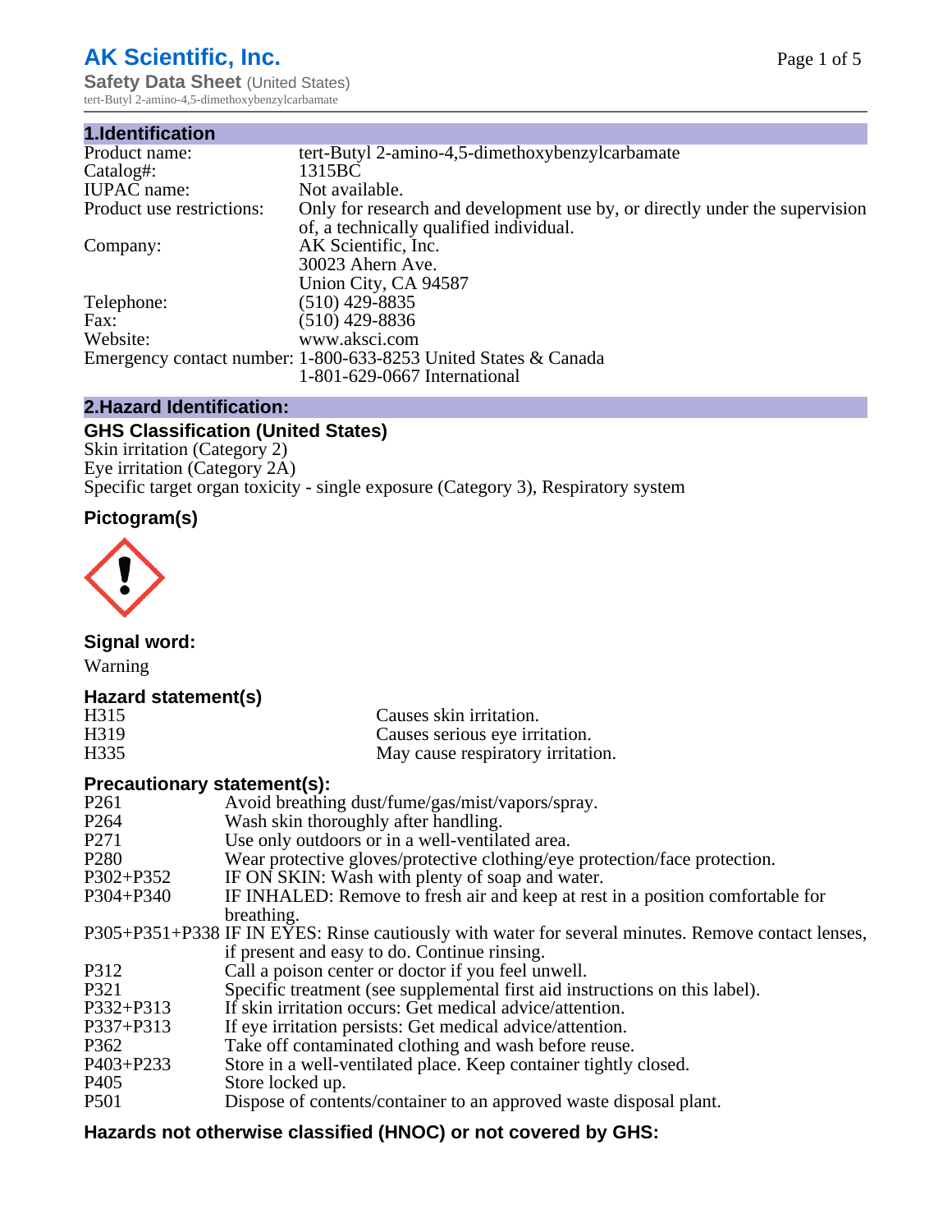# AK Scientific, Inc.

**Safety Data Sheet** (United States)

tert-Butyl 2-amino-4,5-dimethoxybenzylcarbamate

## 1.Identification

| | |
|---|---|
| Product name: | tert-Butyl 2-amino-4,5-dimethoxybenzylcarbamate |
| Catalog#: | 1315BC |
| IUPAC name: | Not available. |
| Product use restrictions: | Only for research and development use by, or directly under the supervision of, a technically qualified individual. |
| Company: | AK Scientific, Inc.<br>30023 Ahern Ave.<br>Union City, CA 94587 |
| Telephone: | (510) 429-8835 |
| Fax: | (510) 429-8836 |
| Website: | www.aksci.com |
| Emergency contact number: | 1-800-633-8253 United States & Canada<br>1-801-629-0667 International |

## 2.Hazard Identification:

### GHS Classification (United States)

Skin irritation (Category 2)
Eye irritation (Category 2A)
Specific target organ toxicity - single exposure (Category 3), Respiratory system

### Pictogram(s)

### Signal word:

Warning

### Hazard statement(s)

| | |
|---|---|
| H315 | Causes skin irritation. |
| H319 | Causes serious eye irritation. |
| H335 | May cause respiratory irritation. |

### Precautionary statement(s):

| | |
|---|---|
| P261 | Avoid breathing dust/fume/gas/mist/vapors/spray. |
| P264 | Wash skin thoroughly after handling. |
| P271 | Use only outdoors or in a well-ventilated area. |
| P280 | Wear protective gloves/protective clothing/eye protection/face protection. |
| P302+P352 | IF ON SKIN: Wash with plenty of soap and water. |
| P304+P340 | IF INHALED: Remove to fresh air and keep at rest in a position comfortable for breathing. |
| P305+P351+P338 | IF IN EYES: Rinse cautiously with water for several minutes. Remove contact lenses, if present and easy to do. Continue rinsing. |
| P312 | Call a poison center or doctor if you feel unwell. |
| P321 | Specific treatment (see supplemental first aid instructions on this label). |
| P332+P313 | If skin irritation occurs: Get medical advice/attention. |
| P337+P313 | If eye irritation persists: Get medical advice/attention. |
| P362 | Take off contaminated clothing and wash before reuse. |
| P403+P233 | Store in a well-ventilated place. Keep container tightly closed. |
| P405 | Store locked up. |
| P501 | Dispose of contents/container to an approved waste disposal plant. |

### Hazards not otherwise classified (HNOC) or not covered by GHS: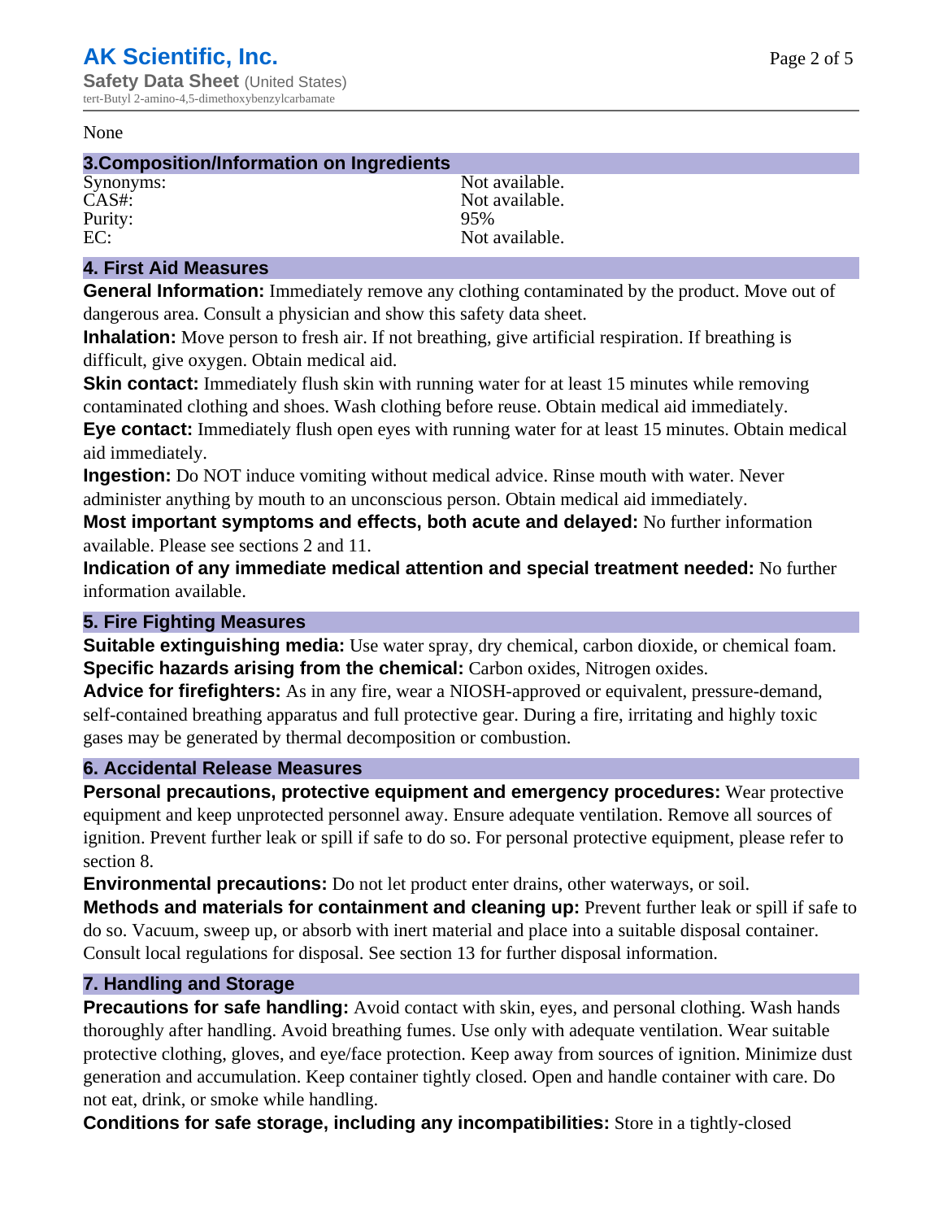None

## 3.Composition/Information on Ingredients

| | |
|---|---|
| Synonyms: | Not available. |
| CAS#: | Not available. |
| Purity: | 95% |
| EC: | Not available. |

## 4. First Aid Measures

**General Information:** Immediately remove any clothing contaminated by the product. Move out of dangerous area. Consult a physician and show this safety data sheet.

**Inhalation:** Move person to fresh air. If not breathing, give artificial respiration. If breathing is difficult, give oxygen. Obtain medical aid.

**Skin contact:** Immediately flush skin with running water for at least 15 minutes while removing contaminated clothing and shoes. Wash clothing before reuse. Obtain medical aid immediately.

**Eye contact:** Immediately flush open eyes with running water for at least 15 minutes. Obtain medical aid immediately.

**Ingestion:** Do NOT induce vomiting without medical advice. Rinse mouth with water. Never administer anything by mouth to an unconscious person. Obtain medical aid immediately.

**Most important symptoms and effects, both acute and delayed:** No further information available. Please see sections 2 and 11.

**Indication of any immediate medical attention and special treatment needed:** No further information available.

## 5. Fire Fighting Measures

**Suitable extinguishing media:** Use water spray, dry chemical, carbon dioxide, or chemical foam.

**Specific hazards arising from the chemical:** Carbon oxides, Nitrogen oxides.

**Advice for firefighters:** As in any fire, wear a NIOSH-approved or equivalent, pressure-demand, self-contained breathing apparatus and full protective gear. During a fire, irritating and highly toxic gases may be generated by thermal decomposition or combustion.

## 6. Accidental Release Measures

**Personal precautions, protective equipment and emergency procedures:** Wear protective equipment and keep unprotected personnel away. Ensure adequate ventilation. Remove all sources of ignition. Prevent further leak or spill if safe to do so. For personal protective equipment, please refer to section 8.

**Environmental precautions:** Do not let product enter drains, other waterways, or soil.

**Methods and materials for containment and cleaning up:** Prevent further leak or spill if safe to do so. Vacuum, sweep up, or absorb with inert material and place into a suitable disposal container. Consult local regulations for disposal. See section 13 for further disposal information.

## 7. Handling and Storage

**Precautions for safe handling:** Avoid contact with skin, eyes, and personal clothing. Wash hands thoroughly after handling. Avoid breathing fumes. Use only with adequate ventilation. Wear suitable protective clothing, gloves, and eye/face protection. Keep away from sources of ignition. Minimize dust generation and accumulation. Keep container tightly closed. Open and handle container with care. Do not eat, drink, or smoke while handling.

**Conditions for safe storage, including any incompatibilities:** Store in a tightly-closed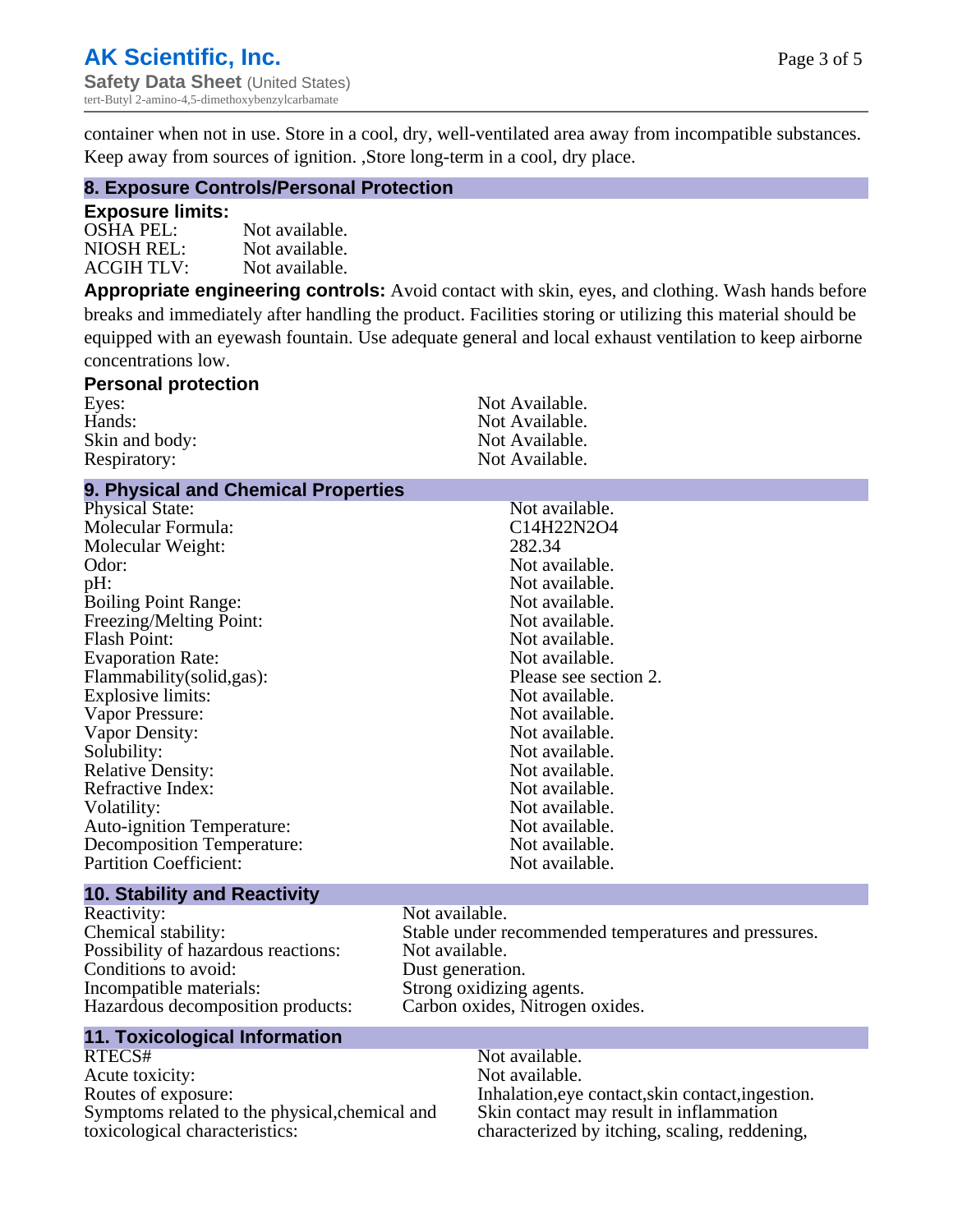container when not in use. Store in a cool, dry, well-ventilated area away from incompatible substances. Keep away from sources of ignition. ,Store long-term in a cool, dry place.

## 8. Exposure Controls/Personal Protection

### Exposure limits:

| | |
|---|---|
| OSHA PEL: | Not available. |
| NIOSH REL: | Not available. |
| ACGIH TLV: | Not available. |

**Appropriate engineering controls:** Avoid contact with skin, eyes, and clothing. Wash hands before breaks and immediately after handling the product. Facilities storing or utilizing this material should be equipped with an eyewash fountain. Use adequate general and local exhaust ventilation to keep airborne concentrations low.

### Personal protection

| | |
|---|---|
| Eyes: | Not Available. |
| Hands: | Not Available. |
| Skin and body: | Not Available. |
| Respiratory: | Not Available. |

## 9. Physical and Chemical Properties

| | |
|---|---|
| Physical State: | Not available. |
| Molecular Formula: | C14H22N2O4 |
| Molecular Weight: | 282.34 |
| Odor: | Not available. |
| pH: | Not available. |
| Boiling Point Range: | Not available. |
| Freezing/Melting Point: | Not available. |
| Flash Point: | Not available. |
| Evaporation Rate: | Not available. |
| Flammability(solid,gas): | Please see section 2. |
| Explosive limits: | Not available. |
| Vapor Pressure: | Not available. |
| Vapor Density: | Not available. |
| Solubility: | Not available. |
| Relative Density: | Not available. |
| Refractive Index: | Not available. |
| Volatility: | Not available. |
| Auto-ignition Temperature: | Not available. |
| Decomposition Temperature: | Not available. |
| Partition Coefficient: | Not available. |

## 10. Stability and Reactivity

| | |
|---|---|
| Reactivity: | Not available. |
| Chemical stability: | Stable under recommended temperatures and pressures. |
| Possibility of hazardous reactions: | Not available. |
| Conditions to avoid: | Dust generation. |
| Incompatible materials: | Strong oxidizing agents. |
| Hazardous decomposition products: | Carbon oxides, Nitrogen oxides. |

## 11. Toxicological Information

| | |
|---|---|
| RTECS# | Not available. |
| Acute toxicity: | Not available. |
| Routes of exposure: | Inhalation,eye contact,skin contact,ingestion. |
| Symptoms related to the physical,chemical and toxicological characteristics: | Skin contact may result in inflammation characterized by itching, scaling, reddening, |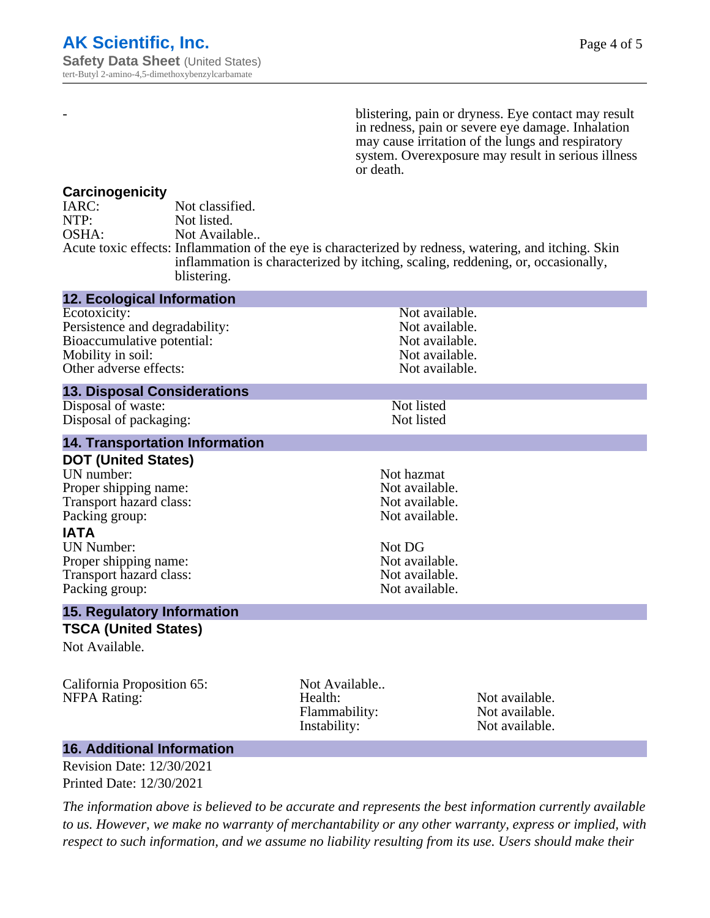| - | blistering, pain or dryness. Eye contact may result in redness, pain or severe eye damage. Inhalation may cause irritation of the lungs and respiratory system. Overexposure may result in serious illness or death. |
|---|---|

### Carcinogenicity

| | |
|---|---|
| IARC: | Not classified. |
| NTP: | Not listed. |
| OSHA: | Not Available.. |
| Acute toxic effects: | Inflammation of the eye is characterized by redness, watering, and itching. Skin inflammation is characterized by itching, scaling, reddening, or, occasionally, blistering. |

## 12. Ecological Information

| | |
|---|---|
| Ecotoxicity: | Not available. |
| Persistence and degradability: | Not available. |
| Bioaccumulative potential: | Not available. |
| Mobility in soil: | Not available. |
| Other adverse effects: | Not available. |

## 13. Disposal Considerations

| | |
|---|---|
| Disposal of waste: | Not listed |
| Disposal of packaging: | Not listed |

## 14. Transportation Information

### DOT (United States)

| | |
|---|---|
| UN number: | Not hazmat |
| Proper shipping name: | Not available. |
| Transport hazard class: | Not available. |
| Packing group: | Not available. |

### IATA

| | |
|---|---|
| UN Number: | Not DG |
| Proper shipping name: | Not available. |
| Transport hazard class: | Not available. |
| Packing group: | Not available. |

## 15. Regulatory Information

### TSCA (United States)

Not Available.

| | | |
|---|---|---|
| California Proposition 65: | Not Available.. | |
| NFPA Rating: | Health: | Not available. |
| | Flammability: | Not available. |
| | Instability: | Not available. |

## 16. Additional Information

Revision Date: 12/30/2021

Printed Date: 12/30/2021

*The information above is believed to be accurate and represents the best information currently available to us. However, we make no warranty of merchantability or any other warranty, express or implied, with respect to such information, and we assume no liability resulting from its use. Users should make their*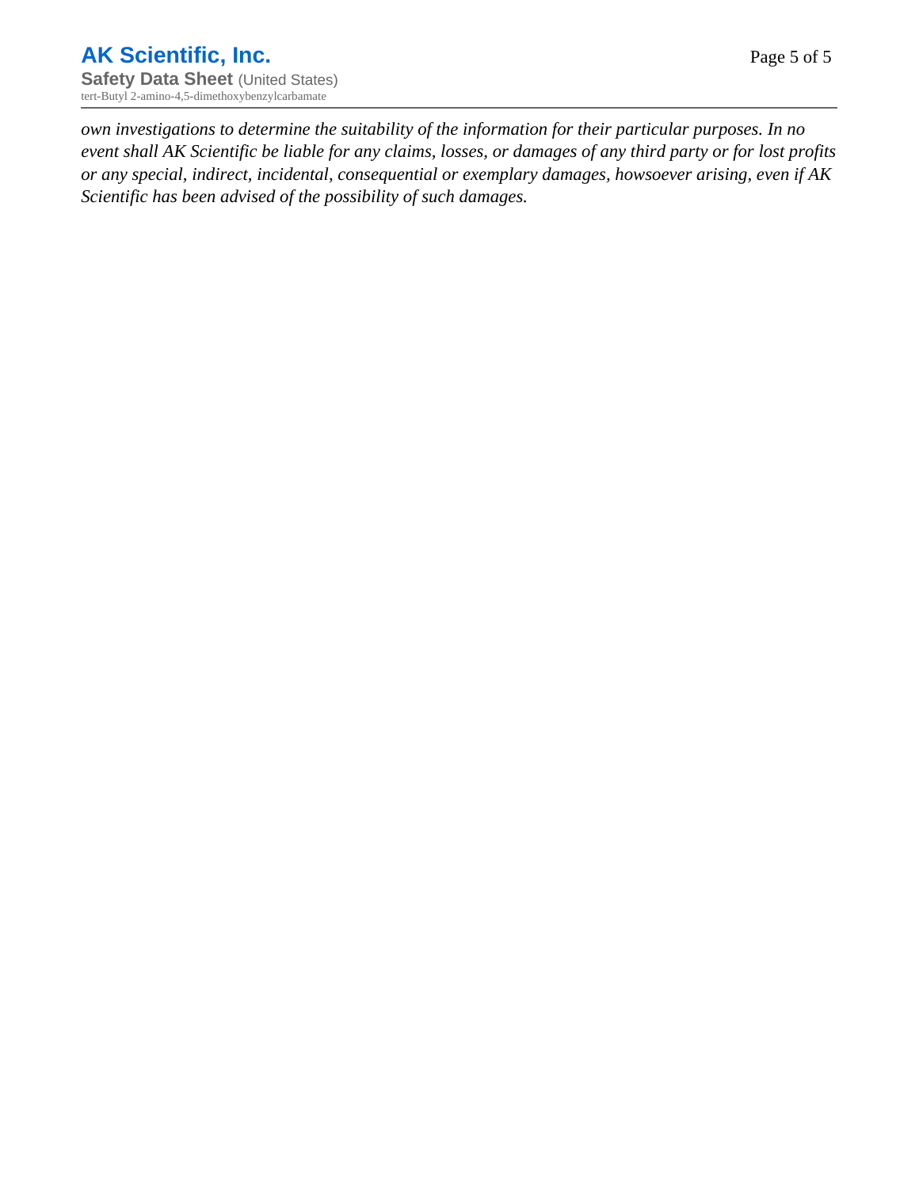*own investigations to determine the suitability of the information for their particular purposes. In no event shall AK Scientific be liable for any claims, losses, or damages of any third party or for lost profits or any special, indirect, incidental, consequential or exemplary damages, howsoever arising, even if AK Scientific has been advised of the possibility of such damages.*